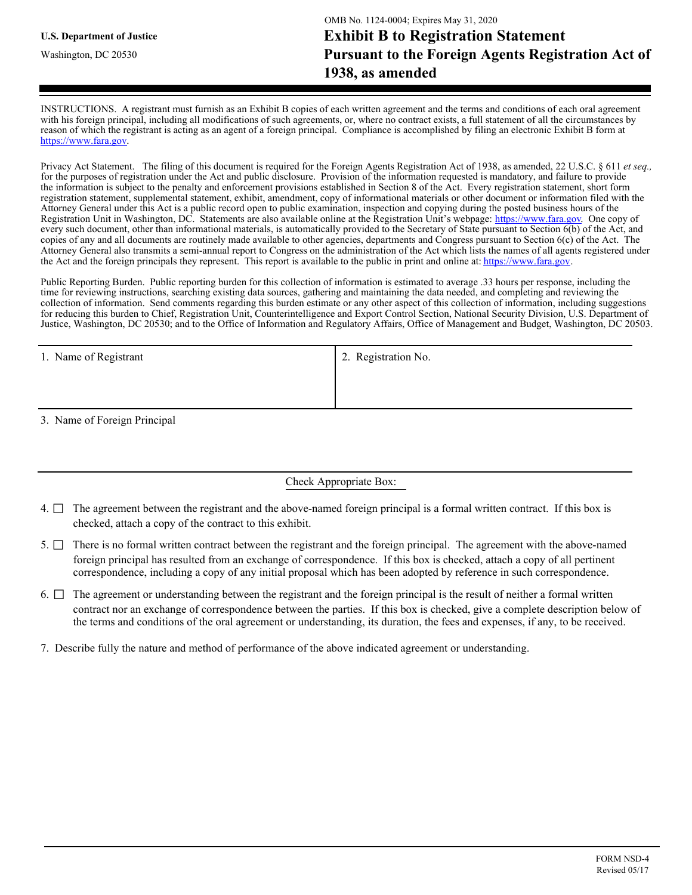U.S. Department of Justice

Washington, DC 20530

OMB No. 1124-0004; Expires May 31, 2020

# Exhibit B to Registration Statement Pursuant to the Foreign Agents Registration Act of 1938, as amended

INSTRUCTIONS. A registrant must furnish as an Exhibit B copies of each written agreement and the terms and conditions of each oral agreement with his foreign principal, including all modifications of such agreements, or, where no contract exists, a full statement of all the circumstances by reason of which the registrant is acting as an agent of a foreign principal. Compliance is accomplished by filing an electronic Exhibit B form at https://www.fara.gov.

Privacy Act Statement. The filing of this document is required for the Foreign Agents Registration Act of 1938, as amended, 22 U.S.C. § 611 *et seq.,* for the purposes of registration under the Act and public disclosure. Provision of the information requested is mandatory, and failure to provide the information is subject to the penalty and enforcement provisions established in Section 8 of the Act. Every registration statement, short form registration statement, supplemental statement, exhibit, amendment, copy of informational materials or other document or information filed with the Attorney General under this Act is a public record open to public examination, inspection and copying during the posted business hours of the Registration Unit in Washington, DC. Statements are also available online at the Registration Unit's webpage: https://www.fara.gov. One copy of every such document, other than informational materials, is automatically provided to the Secretary of State pursuant to Section 6(b) of the Act, and copies of any and all documents are routinely made available to other agencies, departments and Congress pursuant to Section 6(c) of the Act. The Attorney General also transmits a semi-annual report to Congress on the administration of the Act which lists the names of all agents registered under the Act and the foreign principals they represent. This report is available to the public in print and online at: https://www.fara.gov.

Public Reporting Burden. Public reporting burden for this collection of information is estimated to average .33 hours per response, including the time for reviewing instructions, searching existing data sources, gathering and maintaining the data needed, and completing and reviewing the collection of information. Send comments regarding this burden estimate or any other aspect of this collection of information, including suggestions for reducing this burden to Chief, Registration Unit, Counterintelligence and Export Control Section, National Security Division, U.S. Department of Justice, Washington, DC 20530; and to the Office of Information and Regulatory Affairs, Office of Management and Budget, Washington, DC 20503.

| 1. Name of Registrant | 2. Registration No. |
| --- | --- |
| | |

3. Name of Foreign Principal

Check Appropriate Box:

4. ☐ The agreement between the registrant and the above-named foreign principal is a formal written contract. If this box is checked, attach a copy of the contract to this exhibit.

5. ☐ There is no formal written contract between the registrant and the foreign principal. The agreement with the above-named foreign principal has resulted from an exchange of correspondence. If this box is checked, attach a copy of all pertinent correspondence, including a copy of any initial proposal which has been adopted by reference in such correspondence.

6. ☐ The agreement or understanding between the registrant and the foreign principal is the result of neither a formal written contract nor an exchange of correspondence between the parties. If this box is checked, give a complete description below of the terms and conditions of the oral agreement or understanding, its duration, the fees and expenses, if any, to be received.

7. Describe fully the nature and method of performance of the above indicated agreement or understanding.

FORM NSD-4
Revised 05/17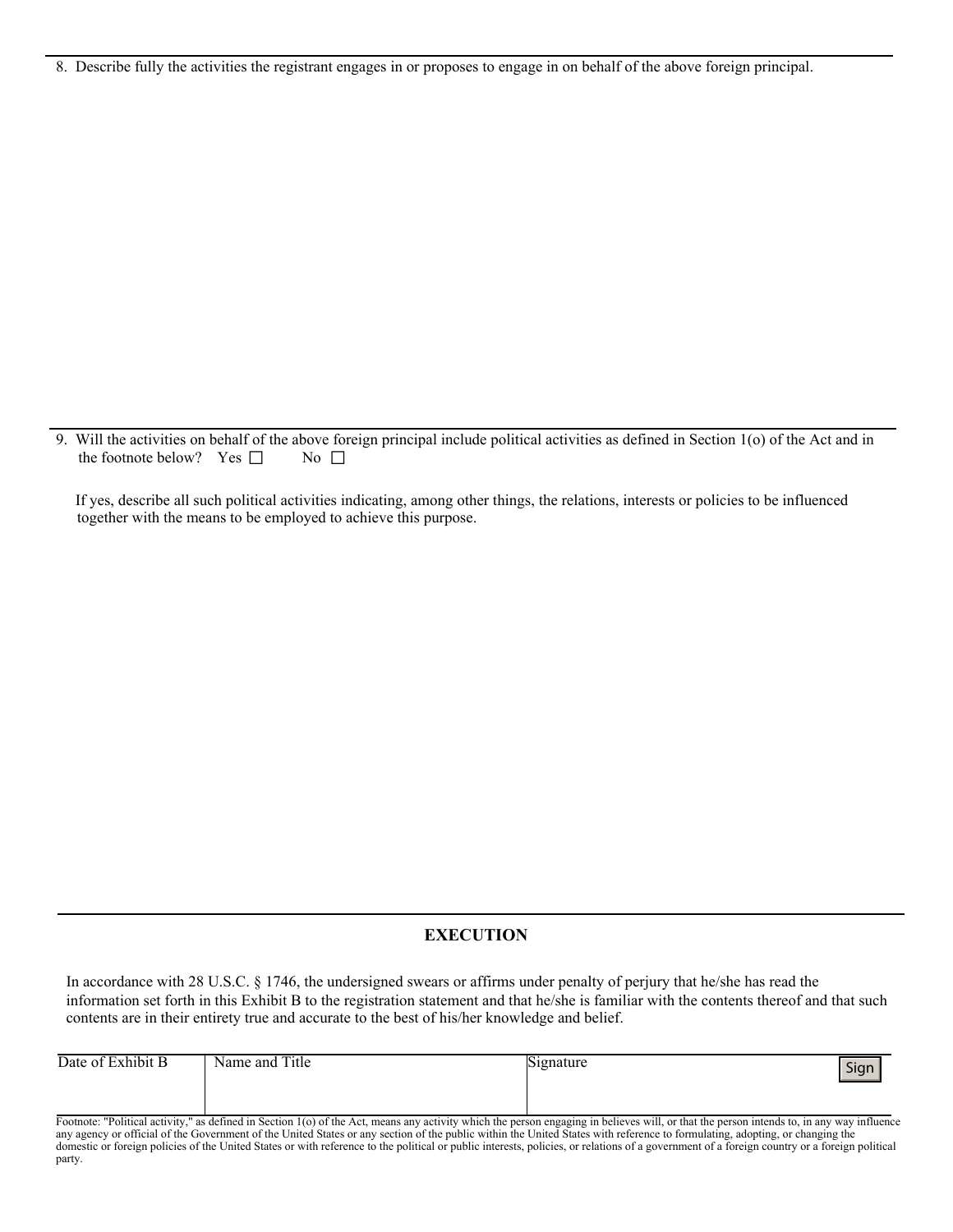8. Describe fully the activities the registrant engages in or proposes to engage in on behalf of the above foreign principal.

9. Will the activities on behalf of the above foreign principal include political activities as defined in Section 1(o) of the Act and in the footnote below? Yes ☐ No ☐

If yes, describe all such political activities indicating, among other things, the relations, interests or policies to be influenced together with the means to be employed to achieve this purpose.

## EXECUTION

In accordance with 28 U.S.C. § 1746, the undersigned swears or affirms under penalty of perjury that he/she has read the information set forth in this Exhibit B to the registration statement and that he/she is familiar with the contents thereof and that such contents are in their entirety true and accurate to the best of his/her knowledge and belief.

| Date of Exhibit B | Name and Title | Signature |
|---|---|---|
| | | Sign |

Footnote: "Political activity," as defined in Section 1(o) of the Act, means any activity which the person engaging in believes will, or that the person intends to, in any way influence any agency or official of the Government of the United States or any section of the public within the United States with reference to formulating, adopting, or changing the domestic or foreign policies of the United States or with reference to the political or public interests, policies, or relations of a government of a foreign country or a foreign political party.